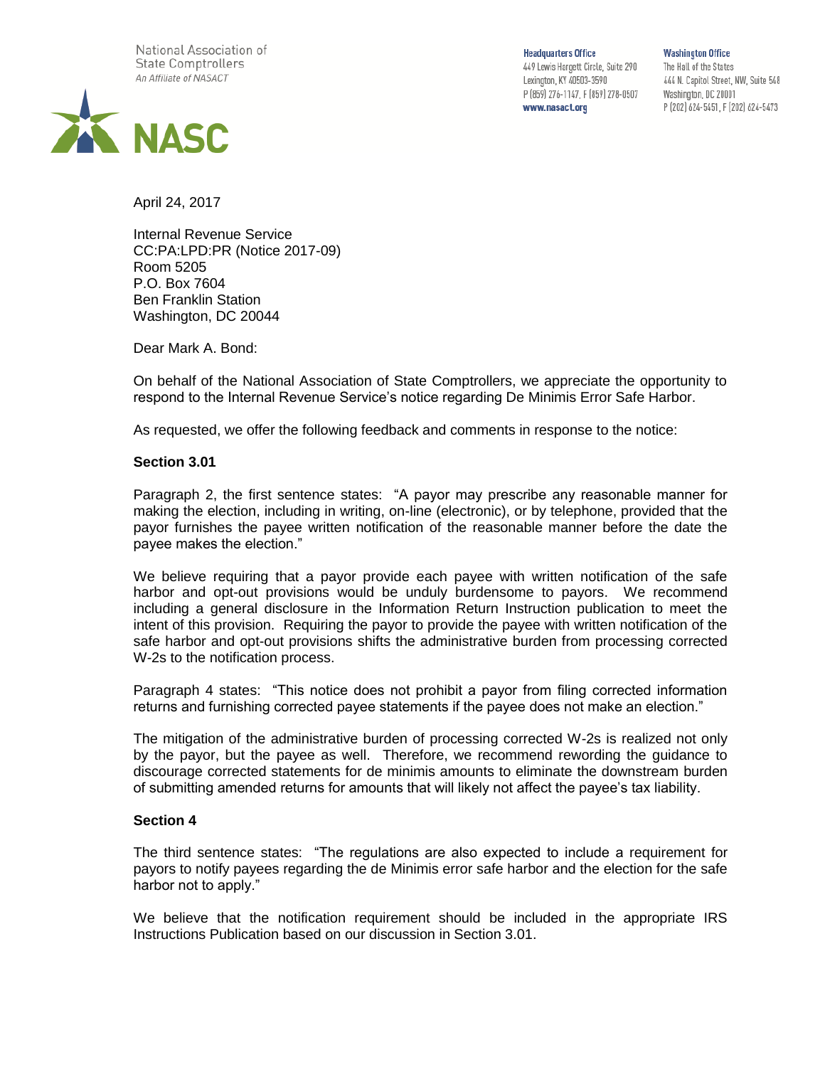National Association of State Comptrollers
*An Affiliate of NASACT*

NASC

**Headquarters Office**
449 Lewis Hargett Circle, Suite 290
Lexington, KY 40503-3590
P (859) 276-1147, F (859) 278-0507
**www.nasact.org**

**Washington Office**
The Hall of the States
444 N. Capitol Street, NW, Suite 548
Washington, DC 20001
P (202) 624-5451, F (202) 624-5473

April 24, 2017

Internal Revenue Service
CC:PA:LPD:PR (Notice 2017-09)
Room 5205
P.O. Box 7604
Ben Franklin Station
Washington, DC 20044

Dear Mark A. Bond:

On behalf of the National Association of State Comptrollers, we appreciate the opportunity to respond to the Internal Revenue Service's notice regarding De Minimis Error Safe Harbor.

As requested, we offer the following feedback and comments in response to the notice:

**Section 3.01**

Paragraph 2, the first sentence states: "A payor may prescribe any reasonable manner for making the election, including in writing, on-line (electronic), or by telephone, provided that the payor furnishes the payee written notification of the reasonable manner before the date the payee makes the election."

We believe requiring that a payor provide each payee with written notification of the safe harbor and opt-out provisions would be unduly burdensome to payors. We recommend including a general disclosure in the Information Return Instruction publication to meet the intent of this provision. Requiring the payor to provide the payee with written notification of the safe harbor and opt-out provisions shifts the administrative burden from processing corrected W-2s to the notification process.

Paragraph 4 states: "This notice does not prohibit a payor from filing corrected information returns and furnishing corrected payee statements if the payee does not make an election."

The mitigation of the administrative burden of processing corrected W-2s is realized not only by the payor, but the payee as well. Therefore, we recommend rewording the guidance to discourage corrected statements for de minimis amounts to eliminate the downstream burden of submitting amended returns for amounts that will likely not affect the payee's tax liability.

**Section 4**

The third sentence states: "The regulations are also expected to include a requirement for payors to notify payees regarding the de Minimis error safe harbor and the election for the safe harbor not to apply."

We believe that the notification requirement should be included in the appropriate IRS Instructions Publication based on our discussion in Section 3.01.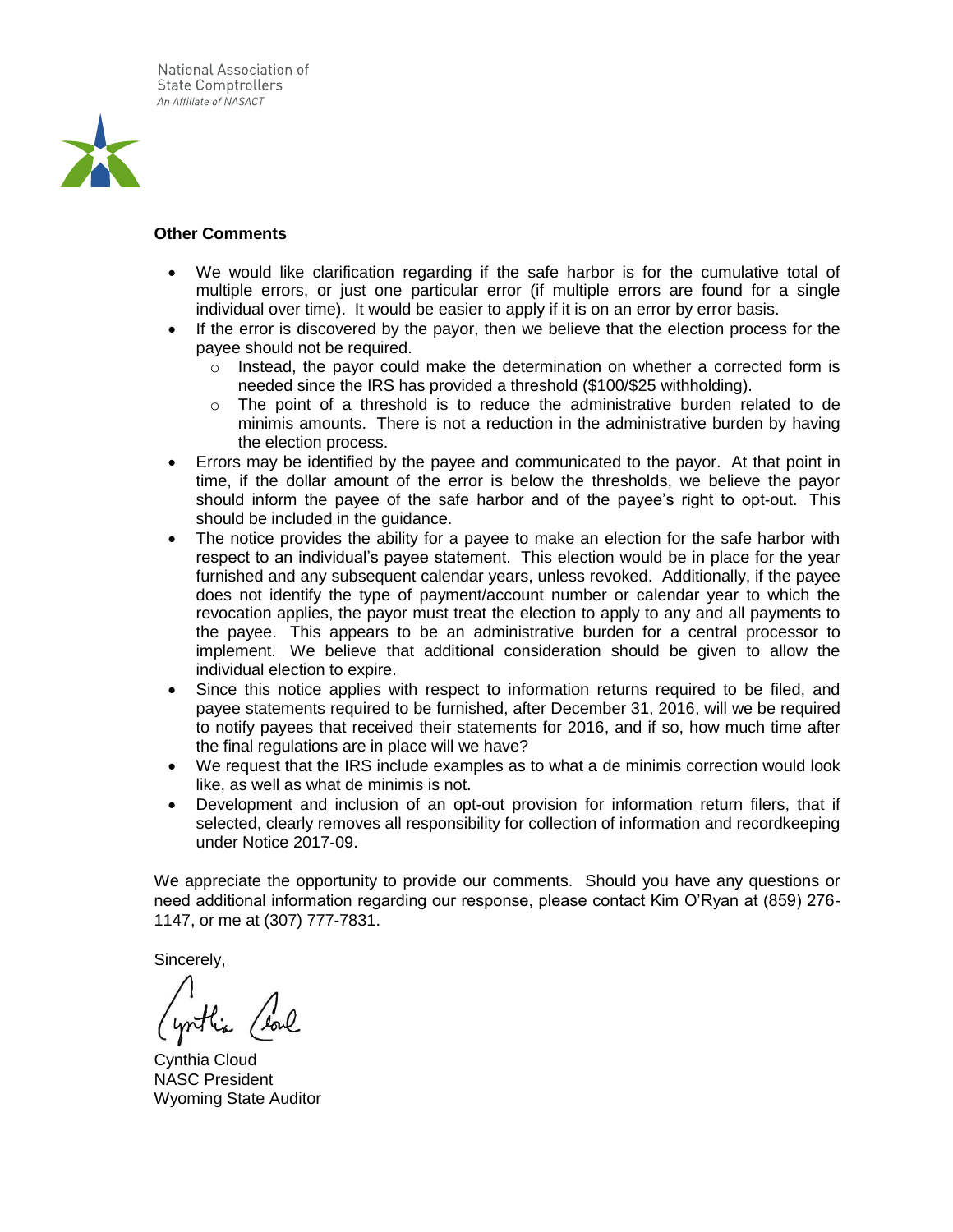National Association of
State Comptrollers
*An Affiliate of NASACT*

**Other Comments**

- We would like clarification regarding if the safe harbor is for the cumulative total of multiple errors, or just one particular error (if multiple errors are found for a single individual over time). It would be easier to apply if it is on an error by error basis.
- If the error is discovered by the payor, then we believe that the election process for the payee should not be required.
  - Instead, the payor could make the determination on whether a corrected form is needed since the IRS has provided a threshold ($100/$25 withholding).
  - The point of a threshold is to reduce the administrative burden related to de minimis amounts. There is not a reduction in the administrative burden by having the election process.
- Errors may be identified by the payee and communicated to the payor. At that point in time, if the dollar amount of the error is below the thresholds, we believe the payor should inform the payee of the safe harbor and of the payee's right to opt-out. This should be included in the guidance.
- The notice provides the ability for a payee to make an election for the safe harbor with respect to an individual's payee statement. This election would be in place for the year furnished and any subsequent calendar years, unless revoked. Additionally, if the payee does not identify the type of payment/account number or calendar year to which the revocation applies, the payor must treat the election to apply to any and all payments to the payee. This appears to be an administrative burden for a central processor to implement. We believe that additional consideration should be given to allow the individual election to expire.
- Since this notice applies with respect to information returns required to be filed, and payee statements required to be furnished, after December 31, 2016, will we be required to notify payees that received their statements for 2016, and if so, how much time after the final regulations are in place will we have?
- We request that the IRS include examples as to what a de minimis correction would look like, as well as what de minimis is not.
- Development and inclusion of an opt-out provision for information return filers, that if selected, clearly removes all responsibility for collection of information and recordkeeping under Notice 2017-09.

We appreciate the opportunity to provide our comments. Should you have any questions or need additional information regarding our response, please contact Kim O'Ryan at (859) 276-1147, or me at (307) 777-7831.

Sincerely,

Cynthia Cloud
NASC President
Wyoming State Auditor